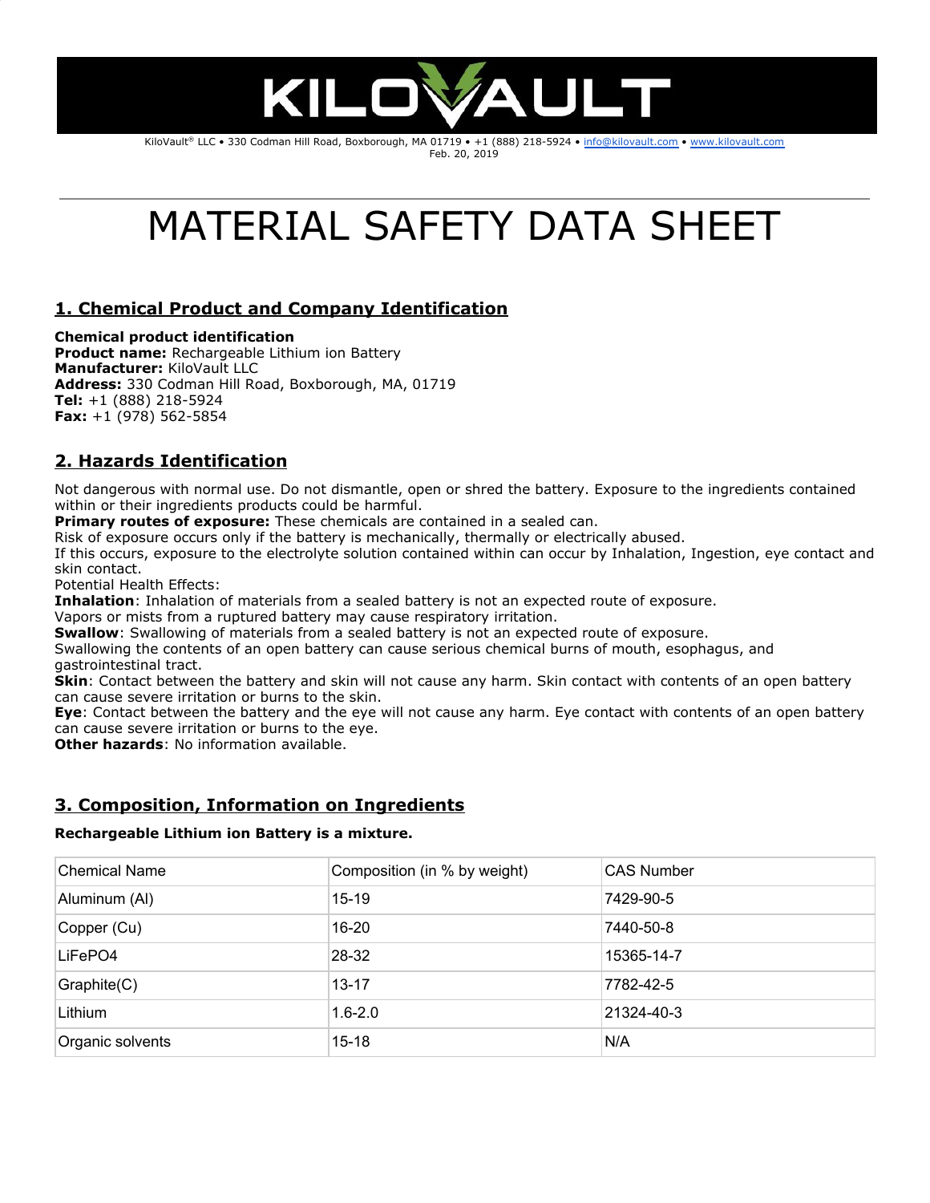KILOVAULT

KiloVault® LLC • 330 Codman Hill Road, Boxborough, MA 01719 • +1 (888) 218-5924 • info@kilovault.com • www.kilovault.com
Feb. 20, 2019

# MATERIAL SAFETY DATA SHEET

## 1. Chemical Product and Company Identification

**Chemical product identification**
**Product name:** Rechargeable Lithium ion Battery
**Manufacturer:** KiloVault LLC
**Address:** 330 Codman Hill Road, Boxborough, MA, 01719
**Tel:** +1 (888) 218-5924
**Fax:** +1 (978) 562-5854

## 2. Hazards Identification

Not dangerous with normal use. Do not dismantle, open or shred the battery. Exposure to the ingredients contained within or their ingredients products could be harmful.
**Primary routes of exposure:** These chemicals are contained in a sealed can.
Risk of exposure occurs only if the battery is mechanically, thermally or electrically abused.
If this occurs, exposure to the electrolyte solution contained within can occur by Inhalation, Ingestion, eye contact and skin contact.
Potential Health Effects:
**Inhalation**: Inhalation of materials from a sealed battery is not an expected route of exposure.
Vapors or mists from a ruptured battery may cause respiratory irritation.
**Swallow**: Swallowing of materials from a sealed battery is not an expected route of exposure.
Swallowing the contents of an open battery can cause serious chemical burns of mouth, esophagus, and gastrointestinal tract.
**Skin**: Contact between the battery and skin will not cause any harm. Skin contact with contents of an open battery can cause severe irritation or burns to the skin.
**Eye**: Contact between the battery and the eye will not cause any harm. Eye contact with contents of an open battery can cause severe irritation or burns to the eye.
**Other hazards**: No information available.

## 3. Composition, Information on Ingredients

**Rechargeable Lithium ion Battery is a mixture.**

| Chemical Name | Composition (in % by weight) | CAS Number |
|---|---|---|
| Aluminum (Al) | 15-19 | 7429-90-5 |
| Copper (Cu) | 16-20 | 7440-50-8 |
| $LiFePO_4$ | 28-32 | 15365-14-7 |
| Graphite(C) | 13-17 | 7782-42-5 |
| Lithium | 1.6-2.0 | 21324-40-3 |
| Organic solvents | 15-18 | N/A |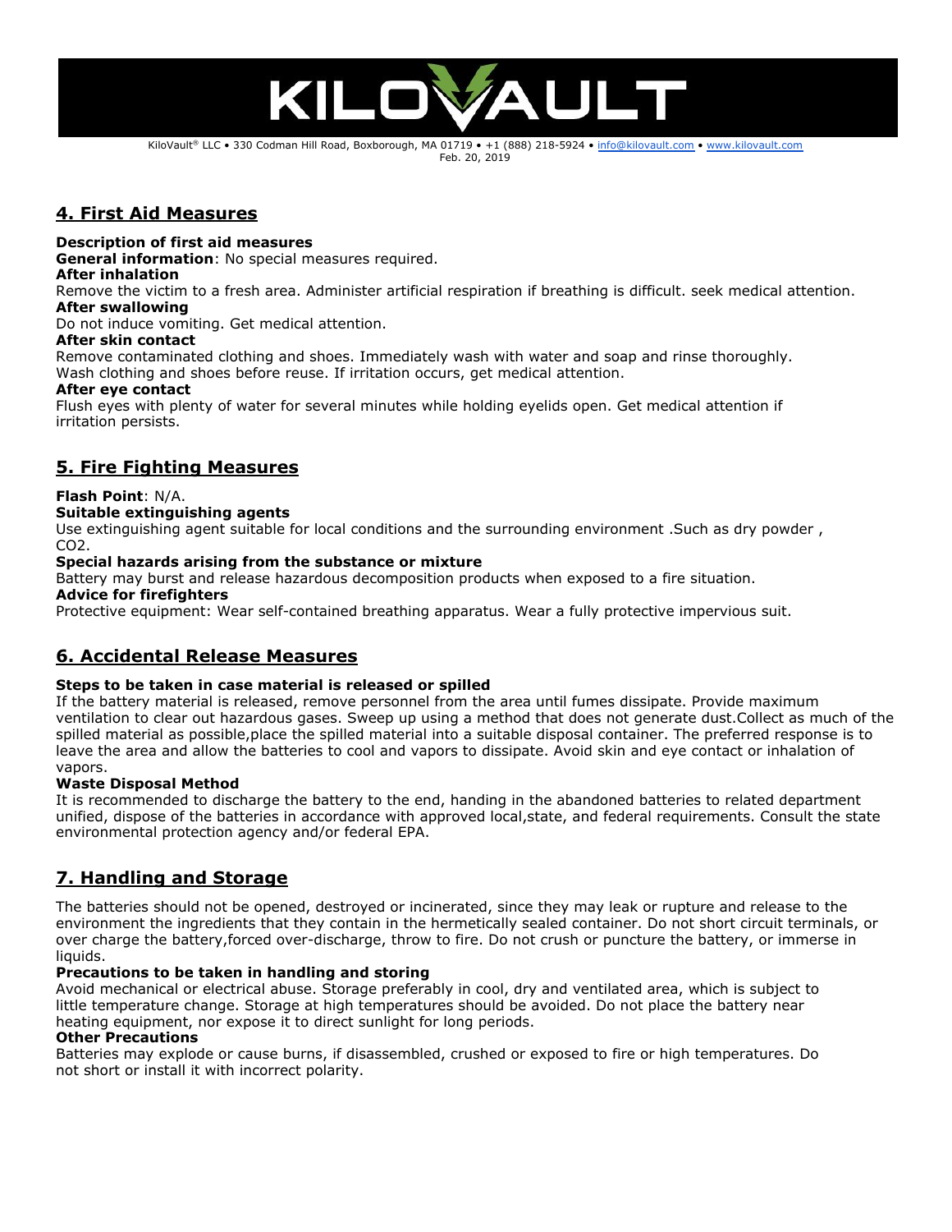## 4. First Aid Measures

**Description of first aid measures**
**General information**: No special measures required.
**After inhalation**
Remove the victim to a fresh area. Administer artificial respiration if breathing is difficult. seek medical attention.
**After swallowing**
Do not induce vomiting. Get medical attention.
**After skin contact**
Remove contaminated clothing and shoes. Immediately wash with water and soap and rinse thoroughly. Wash clothing and shoes before reuse. If irritation occurs, get medical attention.
**After eye contact**
Flush eyes with plenty of water for several minutes while holding eyelids open. Get medical attention if irritation persists.

## 5. Fire Fighting Measures

**Flash Point**: N/A.
**Suitable extinguishing agents**
Use extinguishing agent suitable for local conditions and the surrounding environment .Such as dry powder , $CO_2$.
**Special hazards arising from the substance or mixture**
Battery may burst and release hazardous decomposition products when exposed to a fire situation.
**Advice for firefighters**
Protective equipment: Wear self-contained breathing apparatus. Wear a fully protective impervious suit.

## 6. Accidental Release Measures

**Steps to be taken in case material is released or spilled**
If the battery material is released, remove personnel from the area until fumes dissipate. Provide maximum ventilation to clear out hazardous gases. Sweep up using a method that does not generate dust.Collect as much of the spilled material as possible,place the spilled material into a suitable disposal container. The preferred response is to leave the area and allow the batteries to cool and vapors to dissipate. Avoid skin and eye contact or inhalation of vapors.
**Waste Disposal Method**
It is recommended to discharge the battery to the end, handing in the abandoned batteries to related department unified, dispose of the batteries in accordance with approved local,state, and federal requirements. Consult the state environmental protection agency and/or federal EPA.

## 7. Handling and Storage

The batteries should not be opened, destroyed or incinerated, since they may leak or rupture and release to the environment the ingredients that they contain in the hermetically sealed container. Do not short circuit terminals, or over charge the battery,forced over-discharge, throw to fire. Do not crush or puncture the battery, or immerse in liquids.
**Precautions to be taken in handling and storing**
Avoid mechanical or electrical abuse. Storage preferably in cool, dry and ventilated area, which is subject to little temperature change. Storage at high temperatures should be avoided. Do not place the battery near heating equipment, nor expose it to direct sunlight for long periods.
**Other Precautions**
Batteries may explode or cause burns, if disassembled, crushed or exposed to fire or high temperatures. Do not short or install it with incorrect polarity.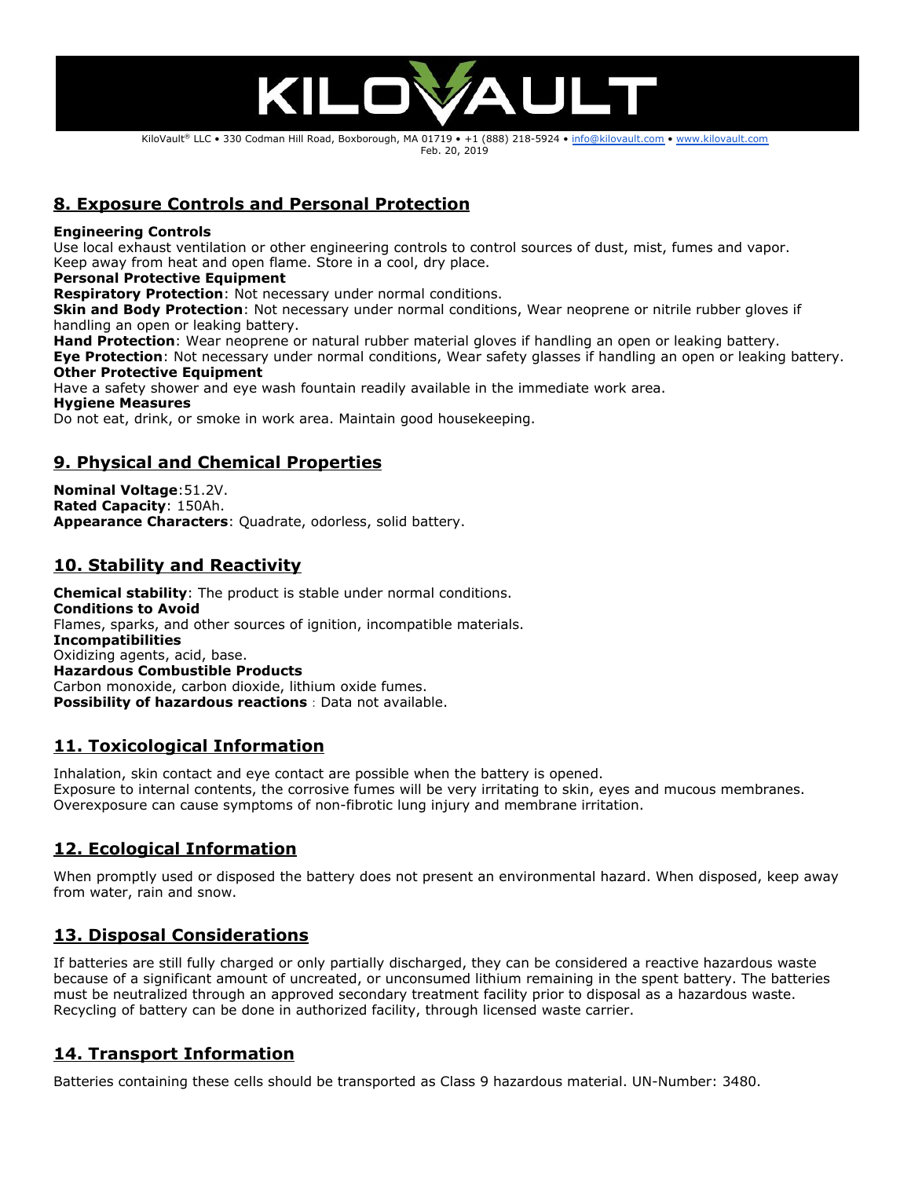## 8. Exposure Controls and Personal Protection

**Engineering Controls**
Use local exhaust ventilation or other engineering controls to control sources of dust, mist, fumes and vapor. Keep away from heat and open flame. Store in a cool, dry place.

**Personal Protective Equipment**

**Respiratory Protection**: Not necessary under normal conditions.

**Skin and Body Protection**: Not necessary under normal conditions, Wear neoprene or nitrile rubber gloves if handling an open or leaking battery.

**Hand Protection**: Wear neoprene or natural rubber material gloves if handling an open or leaking battery.

**Eye Protection**: Not necessary under normal conditions, Wear safety glasses if handling an open or leaking battery.

**Other Protective Equipment**
Have a safety shower and eye wash fountain readily available in the immediate work area.

**Hygiene Measures**
Do not eat, drink, or smoke in work area. Maintain good housekeeping.

## 9. Physical and Chemical Properties

**Nominal Voltage**:51.2V.
**Rated Capacity**: 150Ah.
**Appearance Characters**: Quadrate, odorless, solid battery.

## 10. Stability and Reactivity

**Chemical stability**: The product is stable under normal conditions.

**Conditions to Avoid**
Flames, sparks, and other sources of ignition, incompatible materials.

**Incompatibilities**
Oxidizing agents, acid, base.

**Hazardous Combustible Products**
Carbon monoxide, carbon dioxide, lithium oxide fumes.

**Possibility of hazardous reactions** : Data not available.

## 11. Toxicological Information

Inhalation, skin contact and eye contact are possible when the battery is opened.
Exposure to internal contents, the corrosive fumes will be very irritating to skin, eyes and mucous membranes.
Overexposure can cause symptoms of non-fibrotic lung injury and membrane irritation.

## 12. Ecological Information

When promptly used or disposed the battery does not present an environmental hazard. When disposed, keep away from water, rain and snow.

## 13. Disposal Considerations

If batteries are still fully charged or only partially discharged, they can be considered a reactive hazardous waste because of a significant amount of uncreated, or unconsumed lithium remaining in the spent battery. The batteries must be neutralized through an approved secondary treatment facility prior to disposal as a hazardous waste. Recycling of battery can be done in authorized facility, through licensed waste carrier.

## 14. Transport Information

Batteries containing these cells should be transported as Class 9 hazardous material. UN-Number: 3480.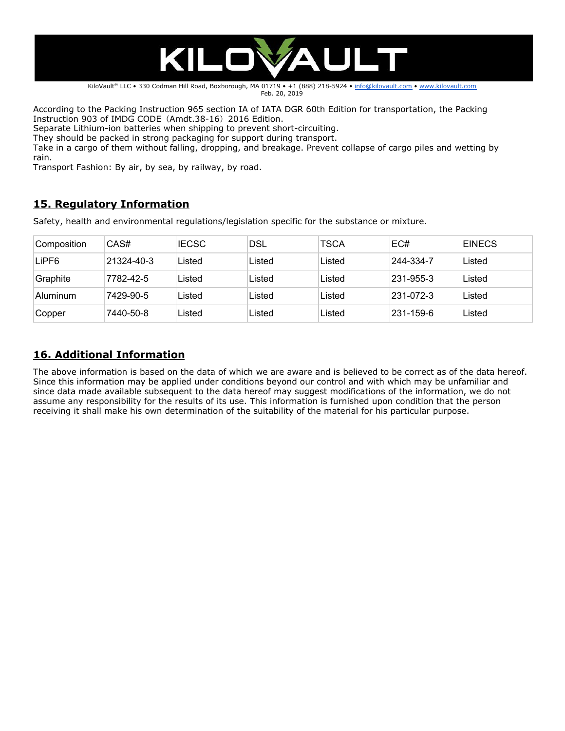According to the Packing Instruction 965 section IA of IATA DGR 60th Edition for transportation, the Packing Instruction 903 of IMDG CODE（Amdt.38-16）2016 Edition.
Separate Lithium-ion batteries when shipping to prevent short-circuiting.
They should be packed in strong packaging for support during transport.
Take in a cargo of them without falling, dropping, and breakage. Prevent collapse of cargo piles and wetting by rain.
Transport Fashion: By air, by sea, by railway, by road.

## 15. Regulatory Information

Safety, health and environmental regulations/legislation specific for the substance or mixture.

| Composition | CAS# | IECSC | DSL | TSCA | EC# | EINECS |
|---|---|---|---|---|---|---|
| $LiPF_6$ | 21324-40-3 | Listed | Listed | Listed | 244-334-7 | Listed |
| Graphite | 7782-42-5 | Listed | Listed | Listed | 231-955-3 | Listed |
| Aluminum | 7429-90-5 | Listed | Listed | Listed | 231-072-3 | Listed |
| Copper | 7440-50-8 | Listed | Listed | Listed | 231-159-6 | Listed |

## 16. Additional Information

The above information is based on the data of which we are aware and is believed to be correct as of the data hereof. Since this information may be applied under conditions beyond our control and with which may be unfamiliar and since data made available subsequent to the data hereof may suggest modifications of the information, we do not assume any responsibility for the results of its use. This information is furnished upon condition that the person receiving it shall make his own determination of the suitability of the material for his particular purpose.